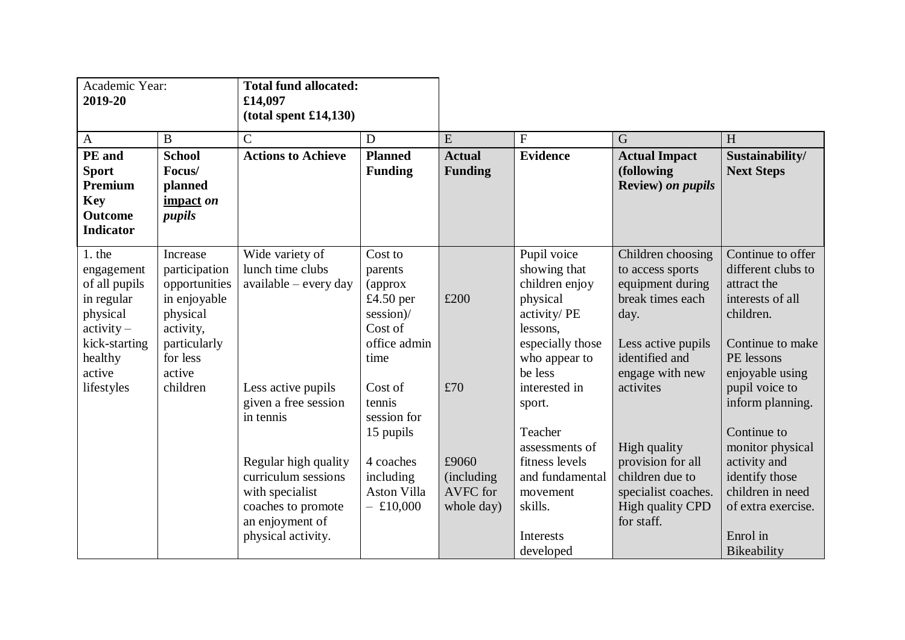| Academic Year: **2019-20** | | **Total fund allocated: £14,097 (total spent £14,130)** | | | | | |
|---|---|---|---|---|---|---|---|
| A | B | C | D | E | F | G | H |
| **PE and Sport Premium Key Outcome Indicator** | **School Focus/ planned <u>impact</u> *on pupils*** | **Actions to Achieve** | **Planned Funding** | **Actual Funding** | **Evidence** | **Actual Impact (following Review) *on pupils*** | **Sustainability/ Next Steps** |
| 1. the engagement of all pupils in regular physical activity – kick-starting healthy active lifestyles | Increase participation opportunities in enjoyable physical activity, particularly for less active children | Wide variety of lunch time clubs available – every day<br><br>Less active pupils given a free session in tennis<br><br>Regular high quality curriculum sessions with specialist coaches to promote an enjoyment of physical activity. | Cost to parents (approx £4.50 per session)/ Cost of office admin time<br><br>Cost of tennis session for 15 pupils<br><br>4 coaches including Aston Villa – £10,000 | £200<br><br>£70<br><br>£9060 (including AVFC for whole day) | Pupil voice showing that children enjoy physical activity/ PE lessons, especially those who appear to be less interested in sport.<br><br>Teacher assessments of fitness levels and fundamental movement skills.<br><br>Interests developed | Children choosing to access sports equipment during break times each day.<br><br>Less active pupils identified and engage with new activites<br><br>High quality provision for all children due to specialist coaches. High quality CPD for staff. | Continue to offer different clubs to attract the interests of all children.<br><br>Continue to make PE lessons enjoyable using pupil voice to inform planning.<br><br>Continue to monitor physical activity and identify those children in need of extra exercise.<br><br>Enrol in Bikeability |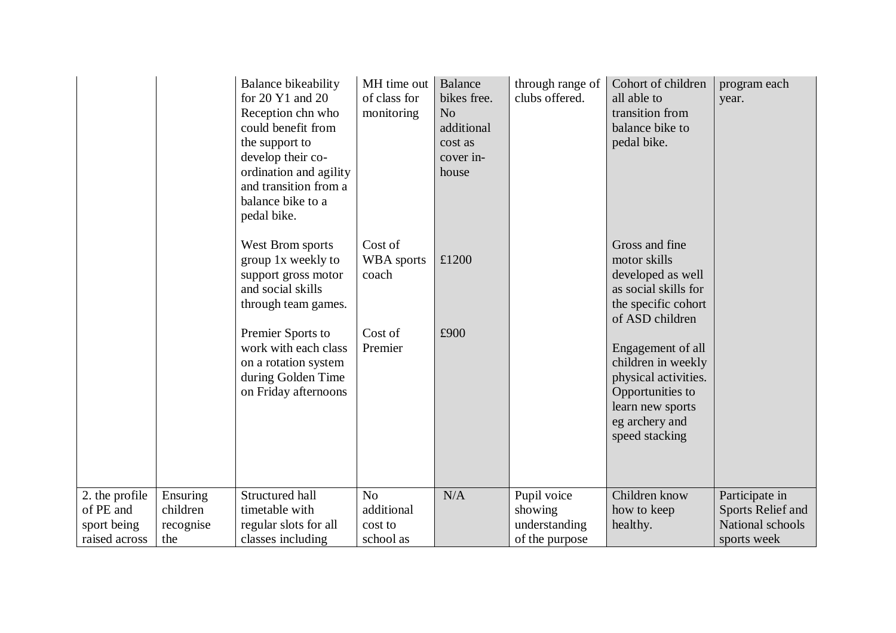| | | | | | | | |
|---|---|---|---|---|---|---|---|
| | | Balance bikeability for 20 Y1 and 20 Reception chn who could benefit from the support to develop their co-ordination and agility and transition from a balance bike to a pedal bike.<br><br>West Brom sports group 1x weekly to support gross motor and social skills through team games.<br><br>Premier Sports to work with each class on a rotation system during Golden Time on Friday afternoons | MH time out of class for monitoring<br><br>Cost of WBA sports coach<br><br>Cost of Premier | Balance bikes free. No additional cost as cover in-house<br><br>£1200<br><br>£900 | through range of clubs offered. | Cohort of children all able to transition from balance bike to pedal bike.<br><br>Gross and fine motor skills developed as well as social skills for the specific cohort of ASD children<br><br>Engagement of all children in weekly physical activities. Opportunities to learn new sports eg archery and speed stacking | program each year. |
| 2. the profile of PE and sport being raised across | Ensuring children recognise the | Structured hall timetable with regular slots for all classes including | No additional cost to school as | N/A | Pupil voice showing understanding of the purpose | Children know how to keep healthy. | Participate in Sports Relief and National schools sports week |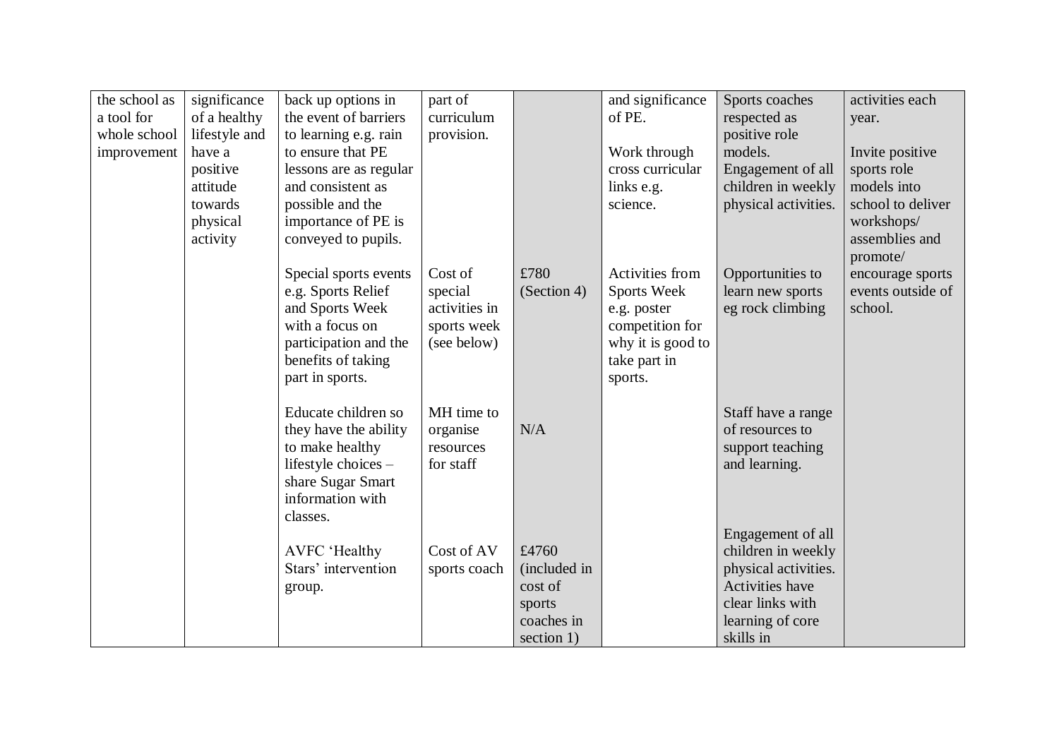| | | | | | | | |
|---|---|---|---|---|---|---|---|
| the school as a tool for whole school improvement | significance of a healthy lifestyle and have a positive attitude towards physical activity | back up options in the event of barriers to learning e.g. rain to ensure that PE lessons are as regular and consistent as possible and the importance of PE is conveyed to pupils. | part of curriculum provision. | | and significance of PE.<br><br>Work through cross curricular links e.g. science. | Sports coaches respected as positive role models.<br>Engagement of all children in weekly physical activities. | activities each year.<br><br>Invite positive sports role models into school to deliver workshops/ assemblies and promote/ encourage sports events outside of school. |
| | | Special sports events e.g. Sports Relief and Sports Week with a focus on participation and the benefits of taking part in sports. | Cost of special activities in sports week (see below) | £780 (Section 4) | Activities from Sports Week e.g. poster competition for why it is good to take part in sports. | Opportunities to learn new sports eg rock climbing | |
| | | Educate children so they have the ability to make healthy lifestyle choices – share Sugar Smart information with classes. | MH time to organise resources for staff | N/A | | Staff have a range of resources to support teaching and learning. | |
| | | AVFC 'Healthy Stars' intervention group. | Cost of AV sports coach | £4760 (included in cost of sports coaches in section 1) | | Engagement of all children in weekly physical activities.<br>Activities have clear links with learning of core skills in | |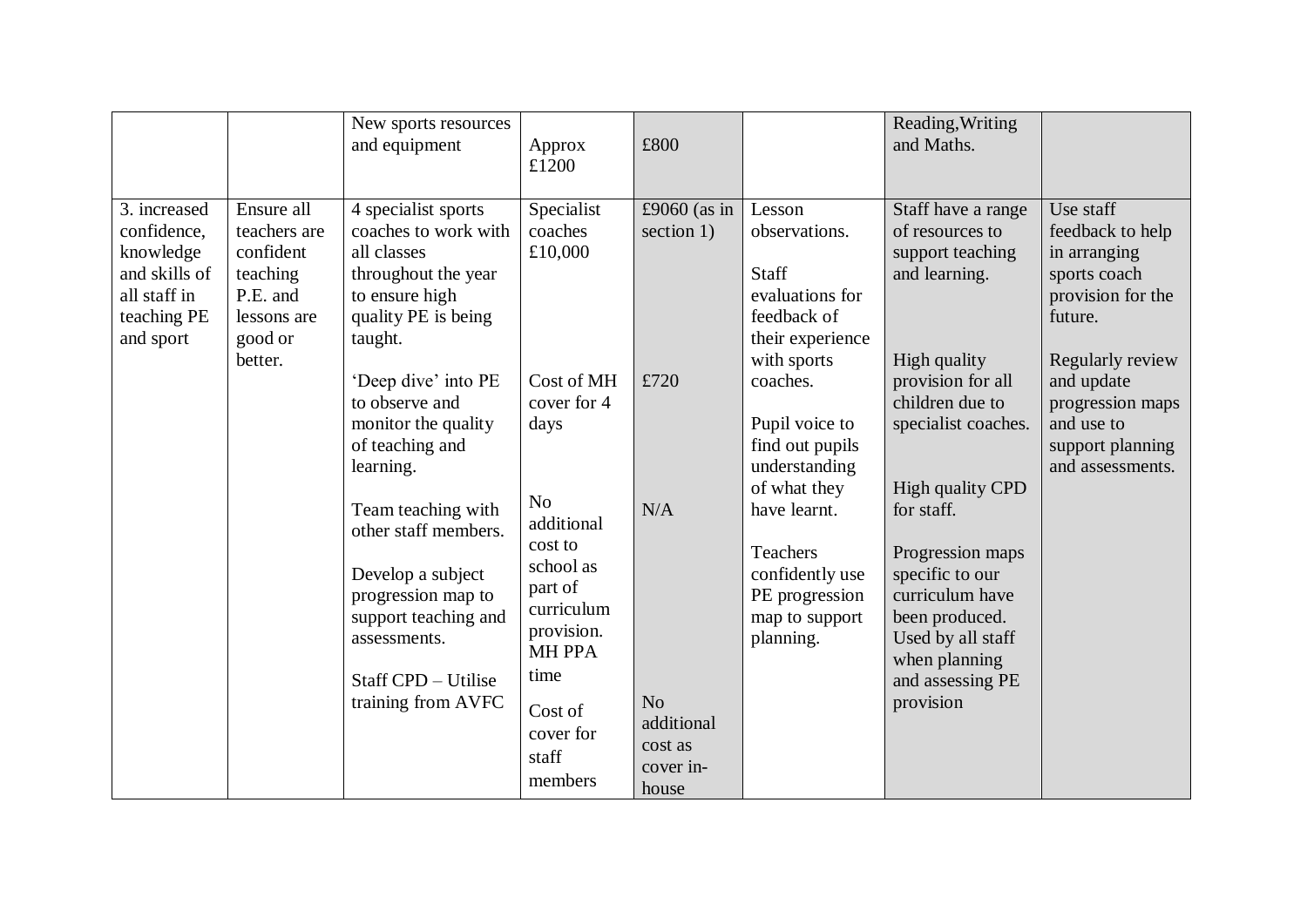| | | | | | | | |
|---|---|---|---|---|---|---|---|
| | | New sports resources and equipment | Approx £1200 | £800 | | Reading, Writing and Maths. | |
| 3. increased confidence, knowledge and skills of all staff in teaching PE and sport | Ensure all teachers are confident teaching P.E. and lessons are good or better. | 4 specialist sports coaches to work with all classes throughout the year to ensure high quality PE is being taught.<br><br>'Deep dive' into PE to observe and monitor the quality of teaching and learning.<br><br>Team teaching with other staff members.<br><br>Develop a subject progression map to support teaching and assessments.<br><br>Staff CPD – Utilise training from AVFC | Specialist coaches £10,000<br><br>Cost of MH cover for 4 days<br><br>No additional cost to school as part of curriculum provision. MH PPA time<br><br>Cost of cover for staff members | £9060 (as in section 1)<br><br>£720<br><br>N/A<br><br>No additional cost as cover in-house | Lesson observations.<br><br>Staff evaluations for feedback of their experience with sports coaches.<br><br>Pupil voice to find out pupils understanding of what they have learnt.<br><br>Teachers confidently use PE progression map to support planning. | Staff have a range of resources to support teaching and learning.<br><br>High quality provision for all children due to specialist coaches.<br><br>High quality CPD for staff.<br><br>Progression maps specific to our curriculum have been produced. Used by all staff when planning and assessing PE provision | Use staff feedback to help in arranging sports coach provision for the future.<br><br>Regularly review and update progression maps and use to support planning and assessments. |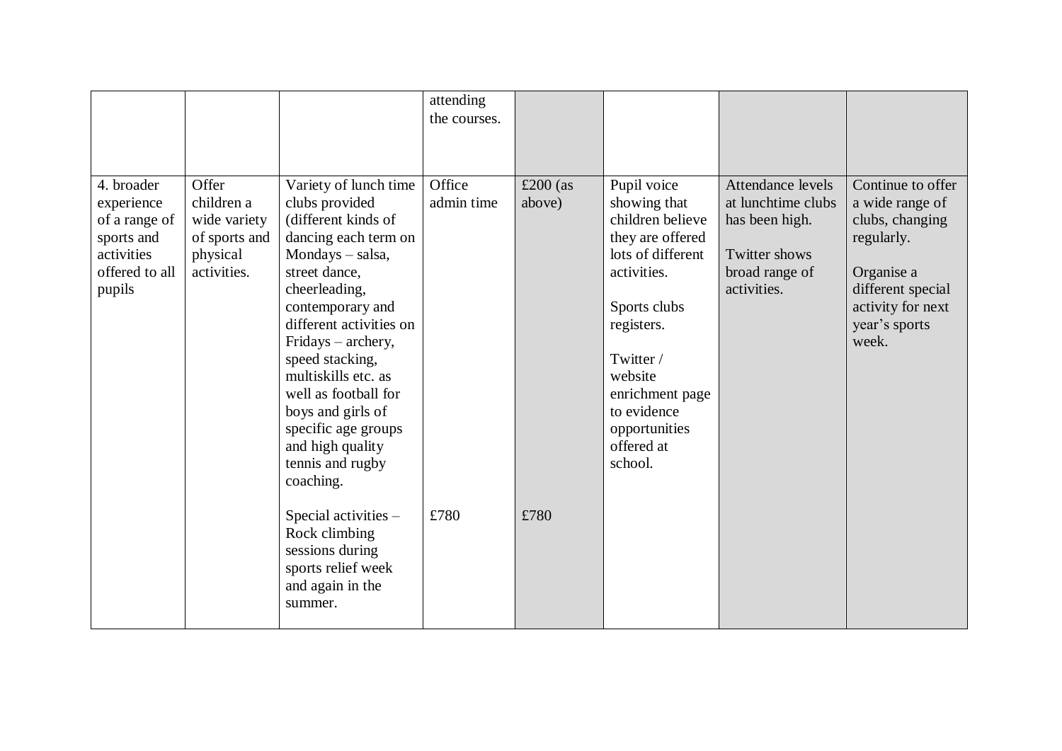| | | | attending the courses. | | | | |
|---|---|---|---|---|---|---|---|
| 4. broader experience of a range of sports and activities offered to all pupils | Offer children a wide variety of sports and physical activities. | Variety of lunch time clubs provided (different kinds of dancing each term on Mondays – salsa, street dance, cheerleading, contemporary and different activities on Fridays – archery, speed stacking, multiskills etc. as well as football for boys and girls of specific age groups and high quality tennis and rugby coaching.<br><br>Special activities – Rock climbing sessions during sports relief week and again in the summer. | Office admin time<br><br>£780 | £200 (as above)<br><br>£780 | Pupil voice showing that children believe they are offered lots of different activities.<br><br>Sports clubs registers.<br><br>Twitter / website enrichment page to evidence opportunities offered at school. | Attendance levels at lunchtime clubs has been high.<br><br>Twitter shows broad range of activities. | Continue to offer a wide range of clubs, changing regularly.<br><br>Organise a different special activity for next year's sports week. |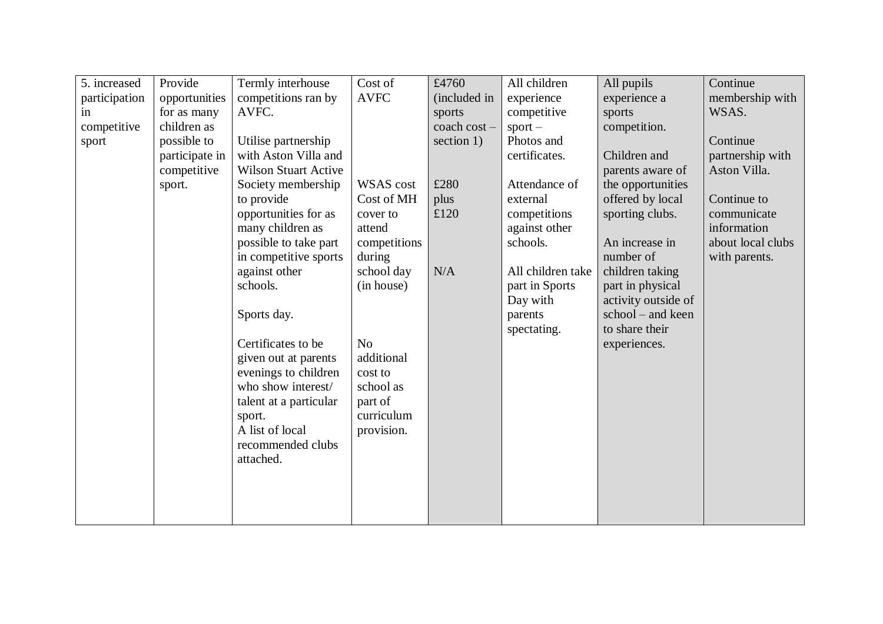| | | | | | | | |
|---|---|---|---|---|---|---|---|
| 5. increased participation in competitive sport | Provide opportunities for as many children as possible to participate in competitive sport. | Termly interhouse competitions ran by AVFC.<br><br>Utilise partnership with Aston Villa and Wilson Stuart Active Society membership to provide opportunities for as many children as possible to take part in competitive sports against other schools.<br><br>Sports day.<br><br>Certificates to be given out at parents evenings to children who show interest/ talent at a particular sport.<br>A list of local recommended clubs attached. | Cost of AVFC<br><br>WSAS cost<br>Cost of MH cover to attend competitions during school day (in house)<br><br>No additional cost to school as part of curriculum provision. | £4760 (included in sports coach cost – section 1)<br><br>£280 plus £120<br><br>N/A | All children experience competitive sport – Photos and certificates.<br><br>Attendance of external competitions against other schools.<br><br>All children take part in Sports Day with parents spectating. | All pupils experience a sports competition.<br><br>Children and parents aware of the opportunities offered by local sporting clubs.<br><br>An increase in number of children taking part in physical activity outside of school – and keen to share their experiences. | Continue membership with WSAS.<br><br>Continue partnership with Aston Villa.<br><br>Continue to communicate information about local clubs with parents. |